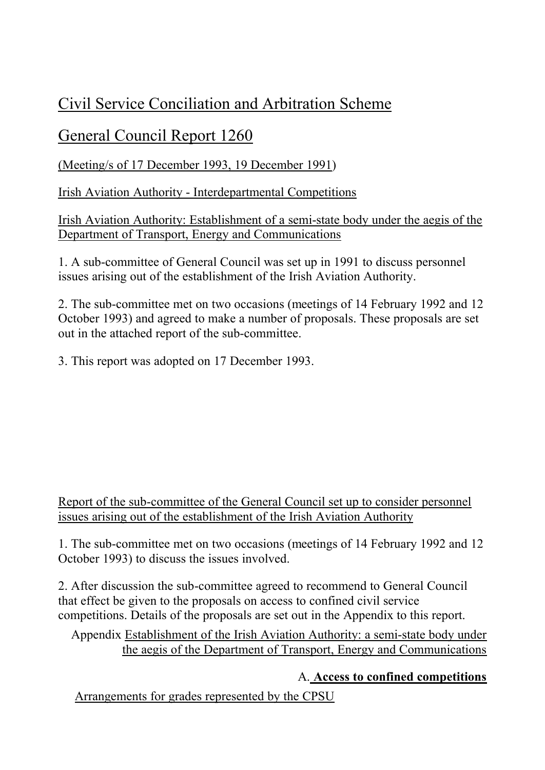# Civil Service Conciliation and Arbitration Scheme

## General Council Report 1260

(Meeting/s of 17 December 1993, 19 December 1991)

Irish Aviation Authority - Interdepartmental Competitions

Irish Aviation Authority: Establishment of a semi-state body under the aegis of the Department of Transport, Energy and Communications

1. A sub-committee of General Council was set up in 1991 to discuss personnel issues arising out of the establishment of the Irish Aviation Authority.

2. The sub-committee met on two occasions (meetings of 14 February 1992 and 12 October 1993) and agreed to make a number of proposals. These proposals are set out in the attached report of the sub-committee.

3. This report was adopted on 17 December 1993.

Report of the sub-committee of the General Council set up to consider personnel issues arising out of the establishment of the Irish Aviation Authority

1. The sub-committee met on two occasions (meetings of 14 February 1992 and 12 October 1993) to discuss the issues involved.

2. After discussion the sub-committee agreed to recommend to General Council that effect be given to the proposals on access to confined civil service competitions. Details of the proposals are set out in the Appendix to this report.

Appendix Establishment of the Irish Aviation Authority: a semi-state body under the aegis of the Department of Transport, Energy and Communications

A. **Access to confined competitions**

Arrangements for grades represented by the CPSU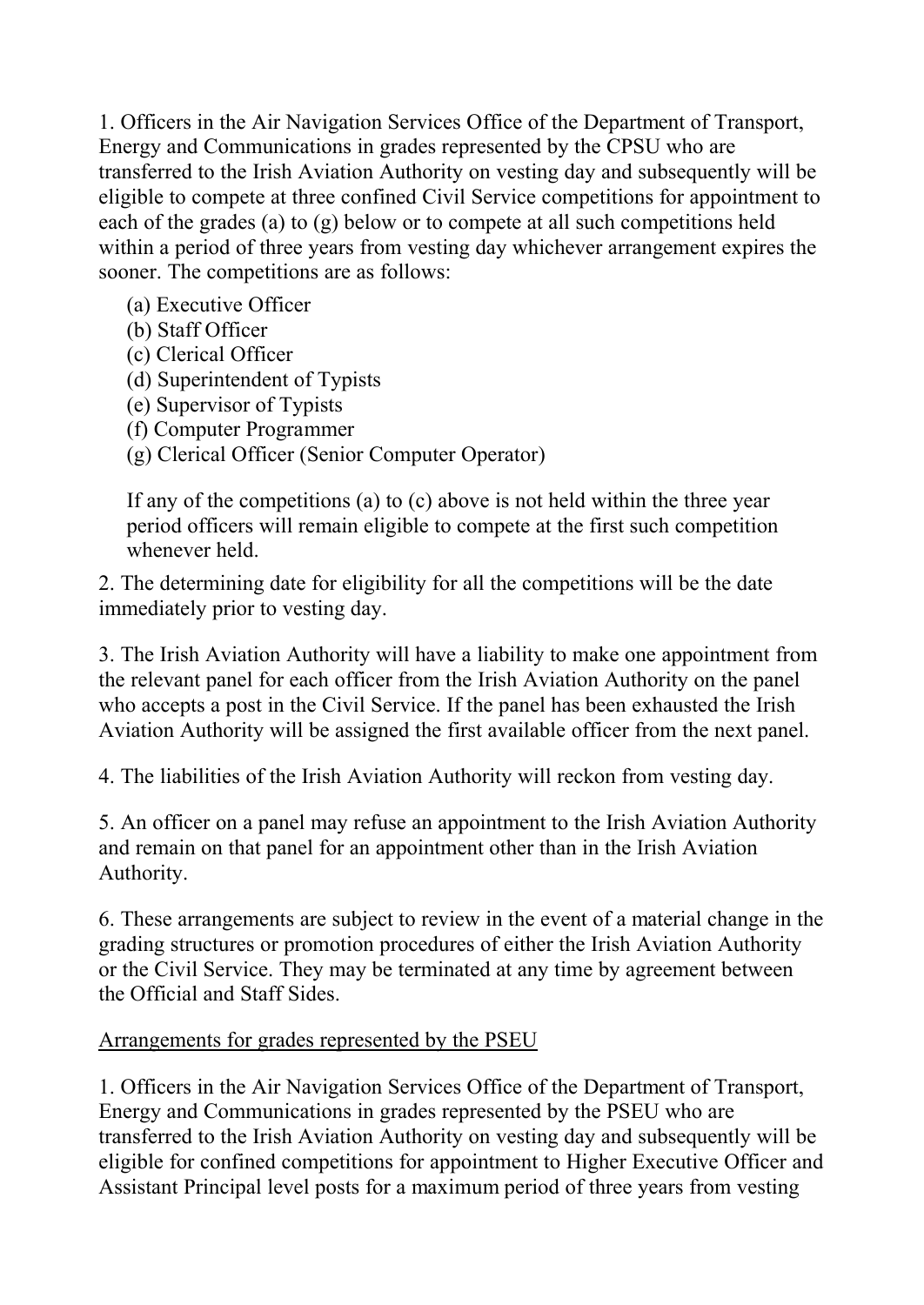1. Officers in the Air Navigation Services Office of the Department of Transport, Energy and Communications in grades represented by the CPSU who are transferred to the Irish Aviation Authority on vesting day and subsequently will be eligible to compete at three confined Civil Service competitions for appointment to each of the grades (a) to (g) below or to compete at all such competitions held within a period of three years from vesting day whichever arrangement expires the sooner. The competitions are as follows:

   (a) Executive Officer
   (b) Staff Officer
   (c) Clerical Officer
   (d) Superintendent of Typists
   (e) Supervisor of Typists
   (f) Computer Programmer
   (g) Clerical Officer (Senior Computer Operator)

   If any of the competitions (a) to (c) above is not held within the three year period officers will remain eligible to compete at the first such competition whenever held.

2. The determining date for eligibility for all the competitions will be the date immediately prior to vesting day.

3. The Irish Aviation Authority will have a liability to make one appointment from the relevant panel for each officer from the Irish Aviation Authority on the panel who accepts a post in the Civil Service. If the panel has been exhausted the Irish Aviation Authority will be assigned the first available officer from the next panel.

4. The liabilities of the Irish Aviation Authority will reckon from vesting day.

5. An officer on a panel may refuse an appointment to the Irish Aviation Authority and remain on that panel for an appointment other than in the Irish Aviation Authority.

6. These arrangements are subject to review in the event of a material change in the grading structures or promotion procedures of either the Irish Aviation Authority or the Civil Service. They may be terminated at any time by agreement between the Official and Staff Sides.

<u>Arrangements for grades represented by the PSEU</u>

1. Officers in the Air Navigation Services Office of the Department of Transport, Energy and Communications in grades represented by the PSEU who are transferred to the Irish Aviation Authority on vesting day and subsequently will be eligible for confined competitions for appointment to Higher Executive Officer and Assistant Principal level posts for a maximum period of three years from vesting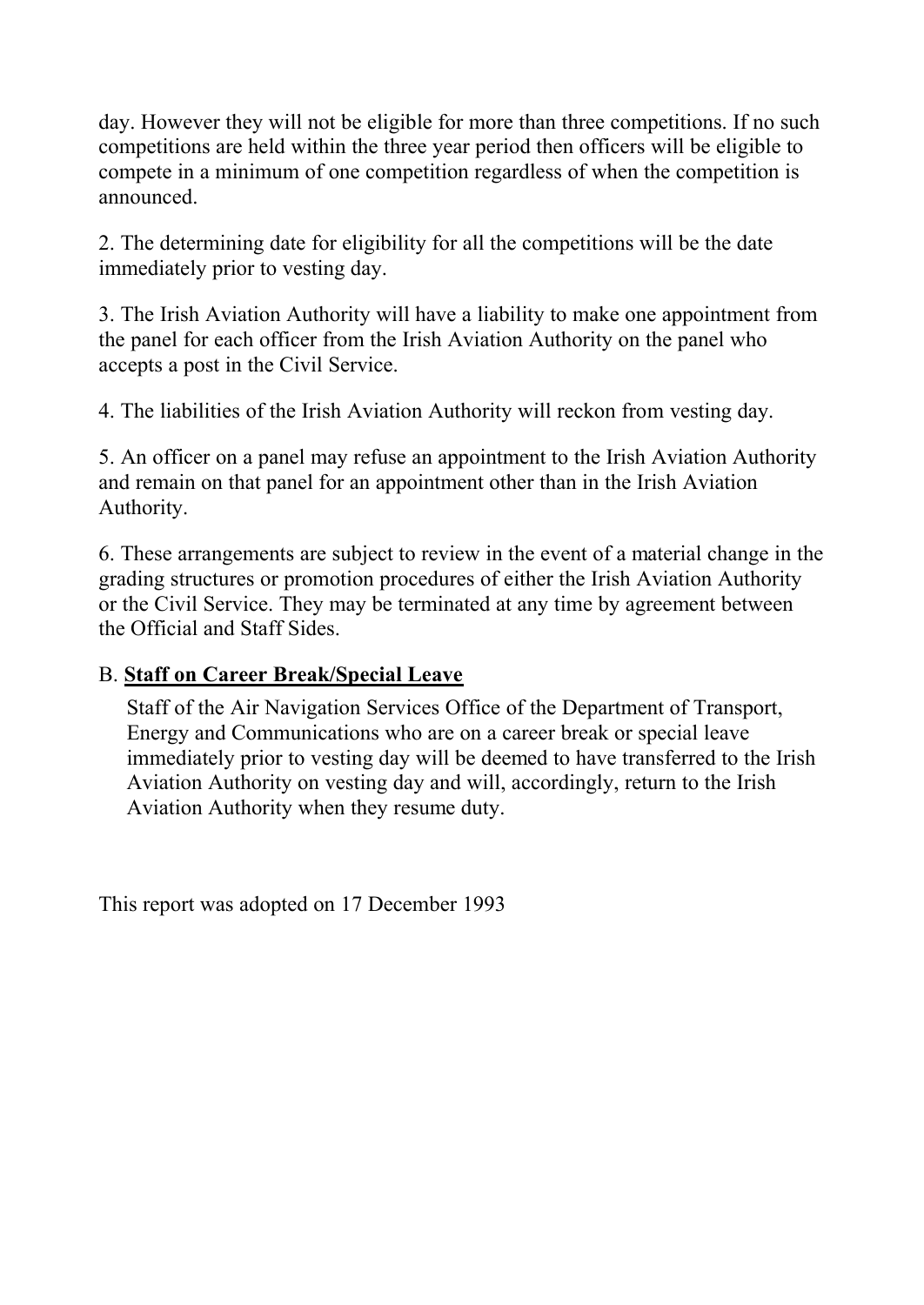day. However they will not be eligible for more than three competitions. If no such competitions are held within the three year period then officers will be eligible to compete in a minimum of one competition regardless of when the competition is announced.

2. The determining date for eligibility for all the competitions will be the date immediately prior to vesting day.

3. The Irish Aviation Authority will have a liability to make one appointment from the panel for each officer from the Irish Aviation Authority on the panel who accepts a post in the Civil Service.

4. The liabilities of the Irish Aviation Authority will reckon from vesting day.

5. An officer on a panel may refuse an appointment to the Irish Aviation Authority and remain on that panel for an appointment other than in the Irish Aviation Authority.

6. These arrangements are subject to review in the event of a material change in the grading structures or promotion procedures of either the Irish Aviation Authority or the Civil Service. They may be terminated at any time by agreement between the Official and Staff Sides.

B. **Staff on Career Break/Special Leave**

Staff of the Air Navigation Services Office of the Department of Transport, Energy and Communications who are on a career break or special leave immediately prior to vesting day will be deemed to have transferred to the Irish Aviation Authority on vesting day and will, accordingly, return to the Irish Aviation Authority when they resume duty.

This report was adopted on 17 December 1993